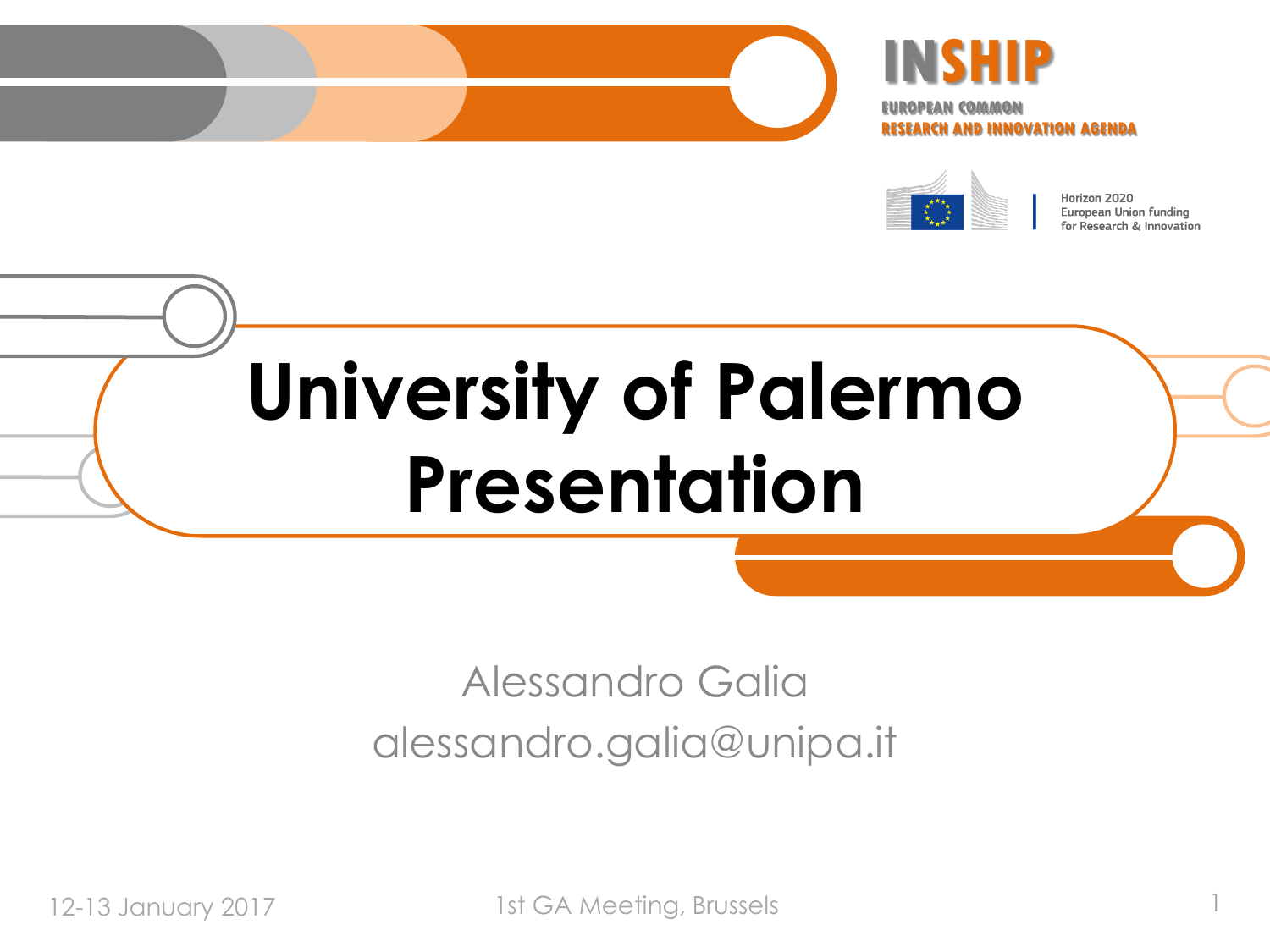INSHIP

EUROPEAN COMMON
RESEARCH AND INNOVATION AGENDA

Horizon 2020
European Union funding
for Research & Innovation

# University of Palermo Presentation

Alessandro Galia
alessandro.galia@unipa.it

12-13 January 2017

1st GA Meeting, Brussels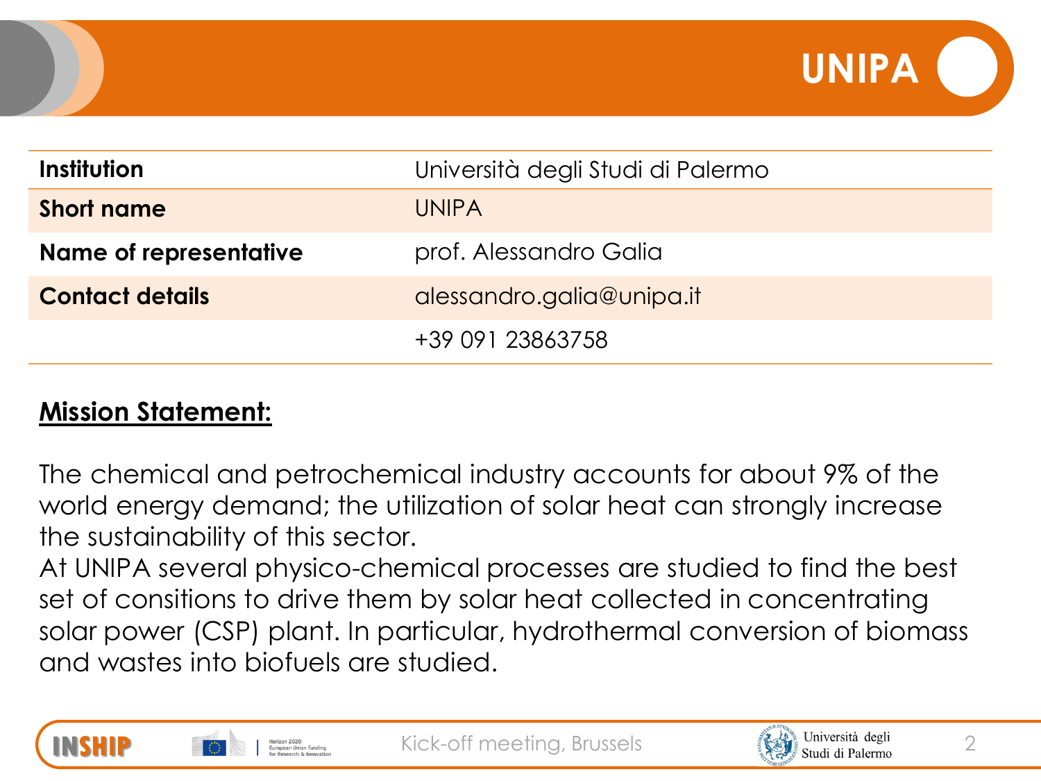# UNIPA

| Institution | Università degli Studi di Palermo |
|---|---|
| **Short name** | UNIPA |
| **Name of representative** | prof. Alessandro Galia |
| **Contact details** | alessandro.galia@unipa.it |
| | +39 091 23863758 |

**<u>Mission Statement:</u>**

The chemical and petrochemical industry accounts for about 9% of the world energy demand; the utilization of solar heat can strongly increase the sustainability of this sector.
At UNIPA several physico-chemical processes are studied to find the best set of consitions to drive them by solar heat collected in concentrating solar power (CSP) plant. In particular, hydrothermal conversion of biomass and wastes into biofuels are studied.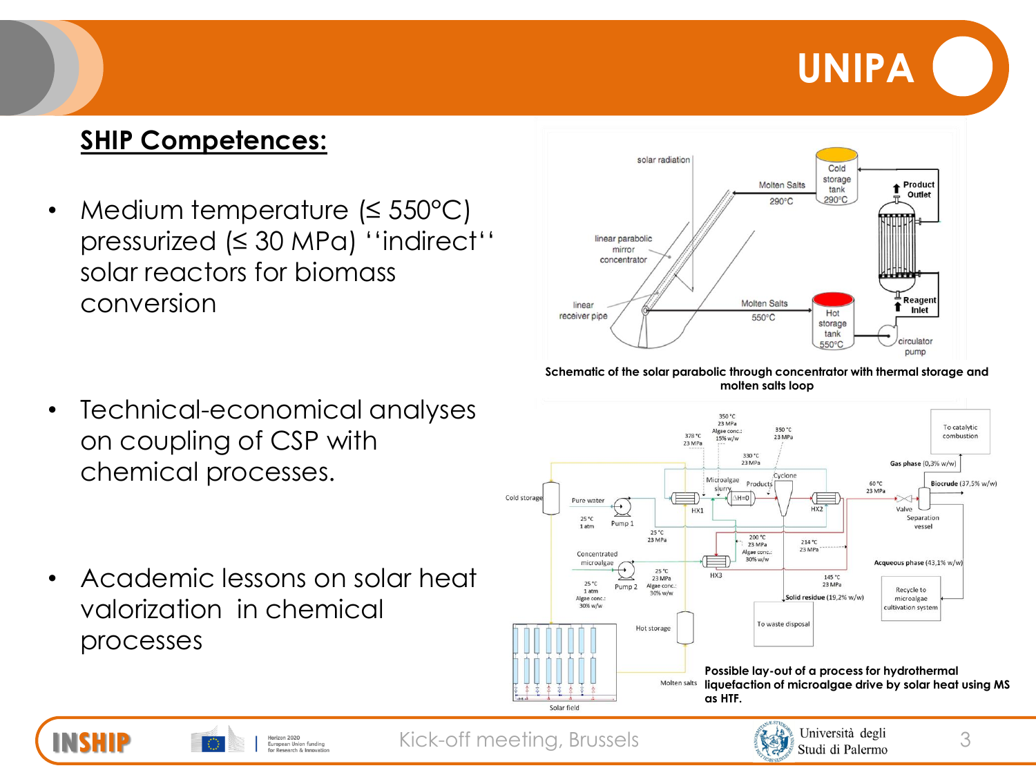## SHIP Competences:

- Medium temperature (≤ 550°C) pressurized (≤ 30 MPa) ''indirect'' solar reactors for biomass conversion
- Technical-economical analyses on coupling of CSP with chemical processes.
- Academic lessons on solar heat valorization in chemical processes

solar radiation

Molten Salts

290°C

Cold storage tank 290°C

Product Outlet

linear parabolic mirror concentrator

linear receiver pipe

Molten Salts

550°C

Hot storage tank 550°C

Reagent Inlet

circulator pump

Schematic of the solar parabolic through concentrator with thermal storage and molten salts loop

350 °C
23 MPa
Algae conc.: 15% w/w

378 °C
23 MPa

350 °C
23 MPa

330 °C
23 MPa

To catalytic combustion

Gas phase (0,3% w/w)

Biocrude (37,5% w/w)

60 °C
23 MPa

Cold storage

Pure water

25 °C
1 atm

Pump 1

Microalgae slurry

ΔH=0

Products

Cyclone

HX1

HX2

Valve

Separation vessel

25 °C
23 MPa

200 °C
23 MPa
Algae conc.: 30% w/w

214 °C
23 MPa

Concentrated microalgae

HX3

Acqueous phase (43,1% w/w)

25 °C
1 atm
Algae conc.: 30% w/w

Pump 2

25 °C
23 MPa
Algae conc.: 30% w/w

145 °C
23 MPa

Solid residue (19,2% w/w)

Recycle to microalgae cultivation system

To waste disposal

Hot storage

Molten salts

Solar field

Possible lay-out of a process for hydrothermal liquefaction of microalgae drive by solar heat using MS as HTF.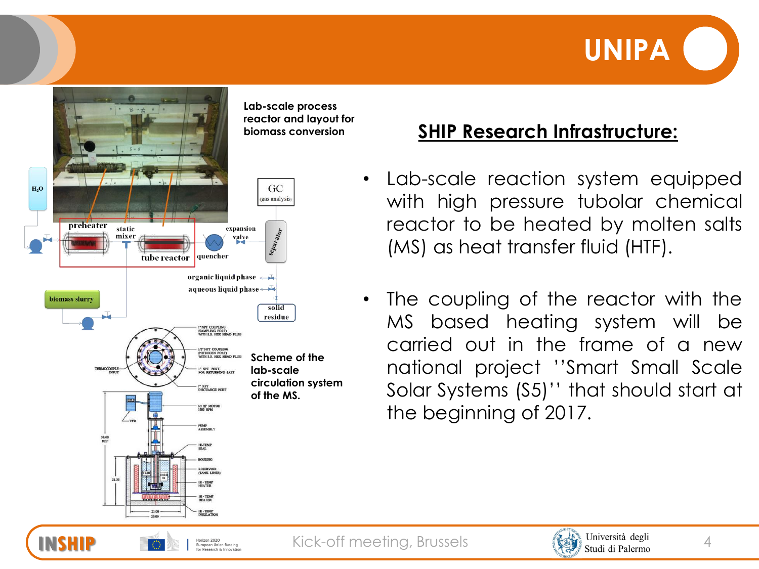Lab-scale process reactor and layout for biomass conversion

Scheme of the lab-scale circulation system of the MS.

## SHIP Research Infrastructure:

- Lab-scale reaction system equipped with high pressure tubolar chemical reactor to be heated by molten salts (MS) as heat transfer fluid (HTF).
- The coupling of the reactor with the MS based heating system will be carried out in the frame of a new national project ''Smart Small Scale Solar Systems (S5)'' that should start at the beginning of 2017.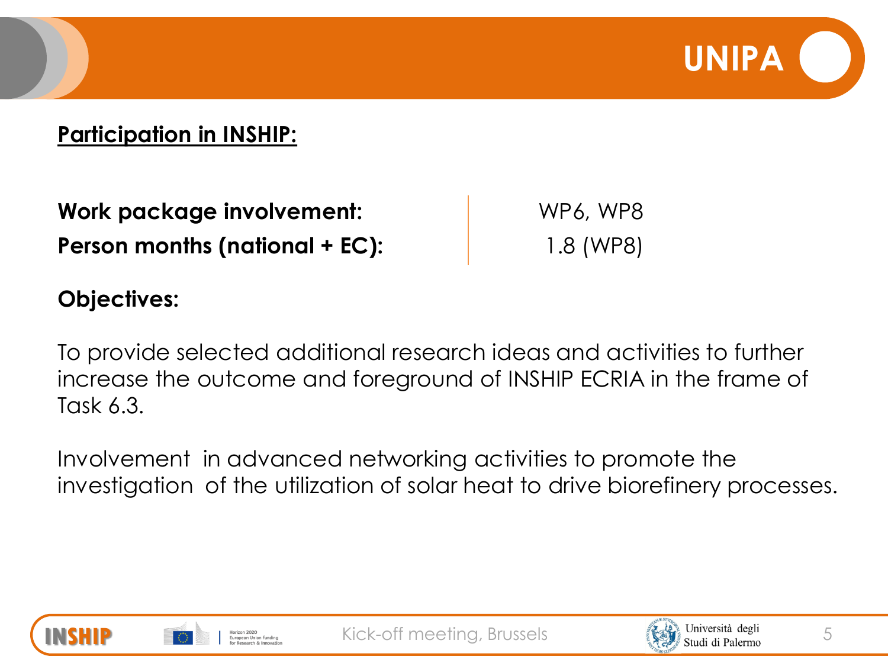# UNIPA

**Participation in INSHIP:**

| | |
|---|---|
| **Work package involvement:** | WP6, WP8 |
| **Person months (national + EC):** | 1.8 (WP8) |

**Objectives:**

To provide selected additional research ideas and activities to further increase the outcome and foreground of INSHIP ECRIA in the frame of Task 6.3.

Involvement in advanced networking activities to promote the investigation of the utilization of solar heat to drive biorefinery processes.